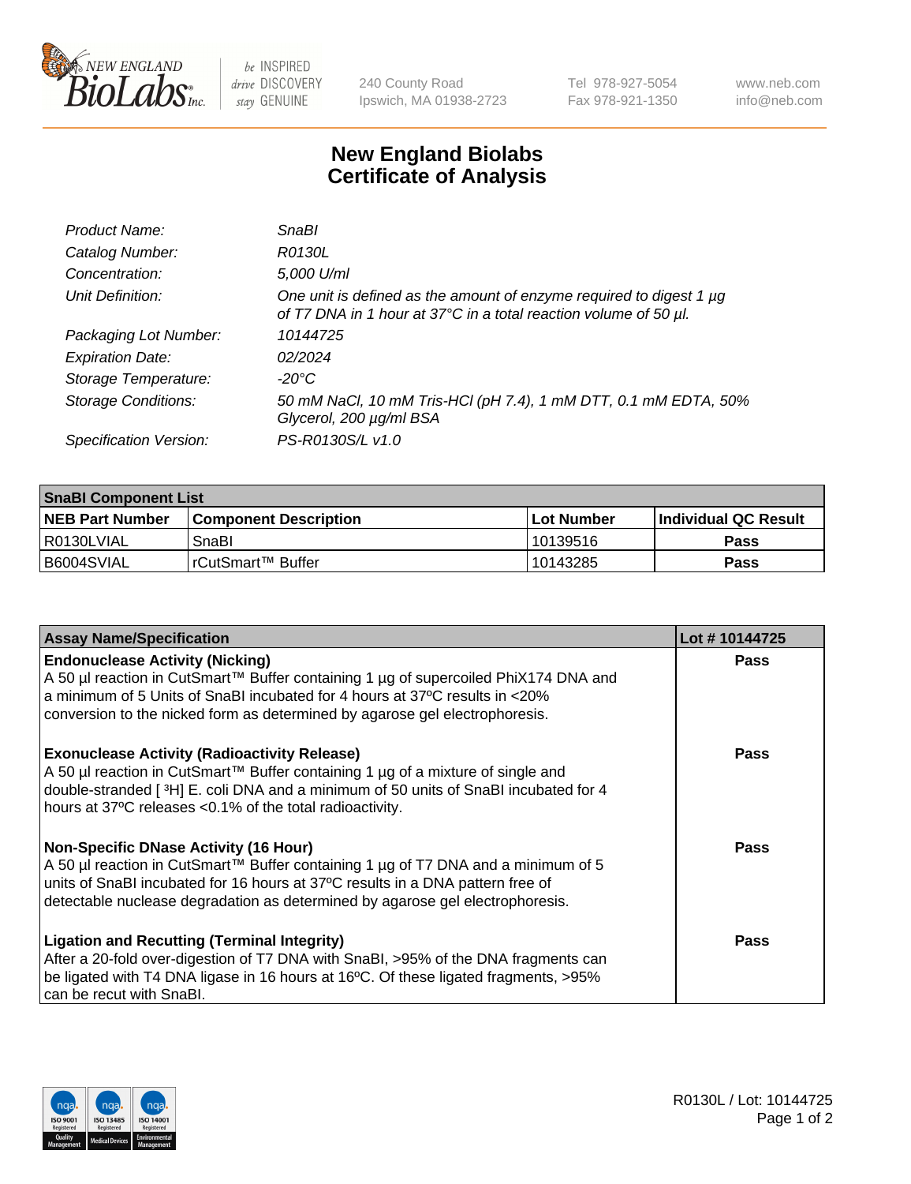# New England Biolabs
# Certificate of Analysis

| | |
|---|---|
| *Product Name:* | *SnaBI* |
| *Catalog Number:* | *R0130L* |
| *Concentration:* | *5,000 U/ml* |
| *Unit Definition:* | *One unit is defined as the amount of enzyme required to digest 1 µg of T7 DNA in 1 hour at 37°C in a total reaction volume of 50 µl.* |
| *Packaging Lot Number:* | *10144725* |
| *Expiration Date:* | *02/2024* |
| *Storage Temperature:* | *-20°C* |
| *Storage Conditions:* | *50 mM NaCl, 10 mM Tris-HCl (pH 7.4), 1 mM DTT, 0.1 mM EDTA, 50% Glycerol, 200 µg/ml BSA* |
| *Specification Version:* | *PS-R0130S/L v1.0* |

| **SnaBI Component List** | | | |
|---|---|---|---|
| **NEB Part Number** | **Component Description** | **Lot Number** | **Individual QC Result** |
| R0130LVIAL | SnaBI | 10139516 | **Pass** |
| B6004SVIAL | rCutSmart™ Buffer | 10143285 | **Pass** |

| **Assay Name/Specification** | **Lot # 10144725** |
|---|---|
| **Endonuclease Activity (Nicking)**<br>A 50 µl reaction in CutSmart™ Buffer containing 1 µg of supercoiled PhiX174 DNA and a minimum of 5 Units of SnaBI incubated for 4 hours at 37ºC results in <20% conversion to the nicked form as determined by agarose gel electrophoresis. | **Pass** |
| **Exonuclease Activity (Radioactivity Release)**<br>A 50 µl reaction in CutSmart™ Buffer containing 1 µg of a mixture of single and double-stranded [ $^{3}$H] E. coli DNA and a minimum of 50 units of SnaBI incubated for 4 hours at 37ºC releases <0.1% of the total radioactivity. | **Pass** |
| **Non-Specific DNase Activity (16 Hour)**<br>A 50 µl reaction in CutSmart™ Buffer containing 1 µg of T7 DNA and a minimum of 5 units of SnaBI incubated for 16 hours at 37ºC results in a DNA pattern free of detectable nuclease degradation as determined by agarose gel electrophoresis. | **Pass** |
| **Ligation and Recutting (Terminal Integrity)**<br>After a 20-fold over-digestion of T7 DNA with SnaBI, >95% of the DNA fragments can be ligated with T4 DNA ligase in 16 hours at 16ºC. Of these ligated fragments, >95% can be recut with SnaBI. | **Pass** |

R0130L / Lot: 10144725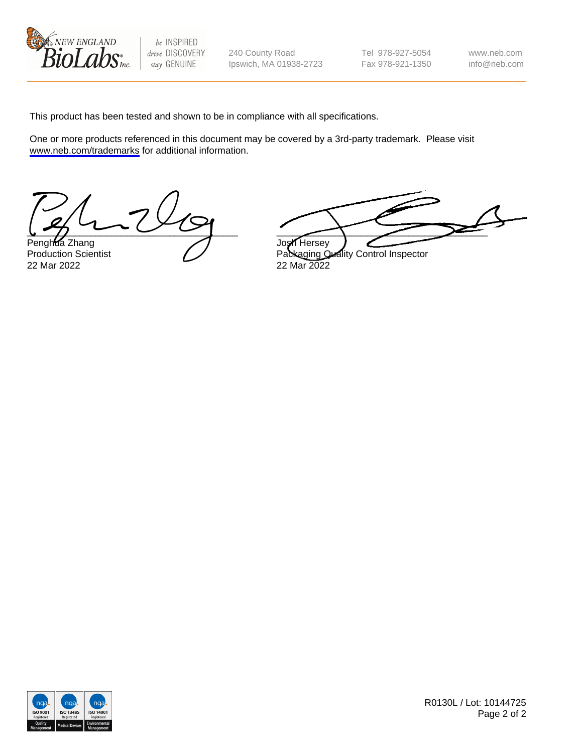This product has been tested and shown to be in compliance with all specifications.

One or more products referenced in this document may be covered by a 3rd-party trademark. Please visit www.neb.com/trademarks for additional information.

Penghua Zhang
Production Scientist
22 Mar 2022

Josh Hersey
Packaging Quality Control Inspector
22 Mar 2022

R0130L / Lot: 10144725